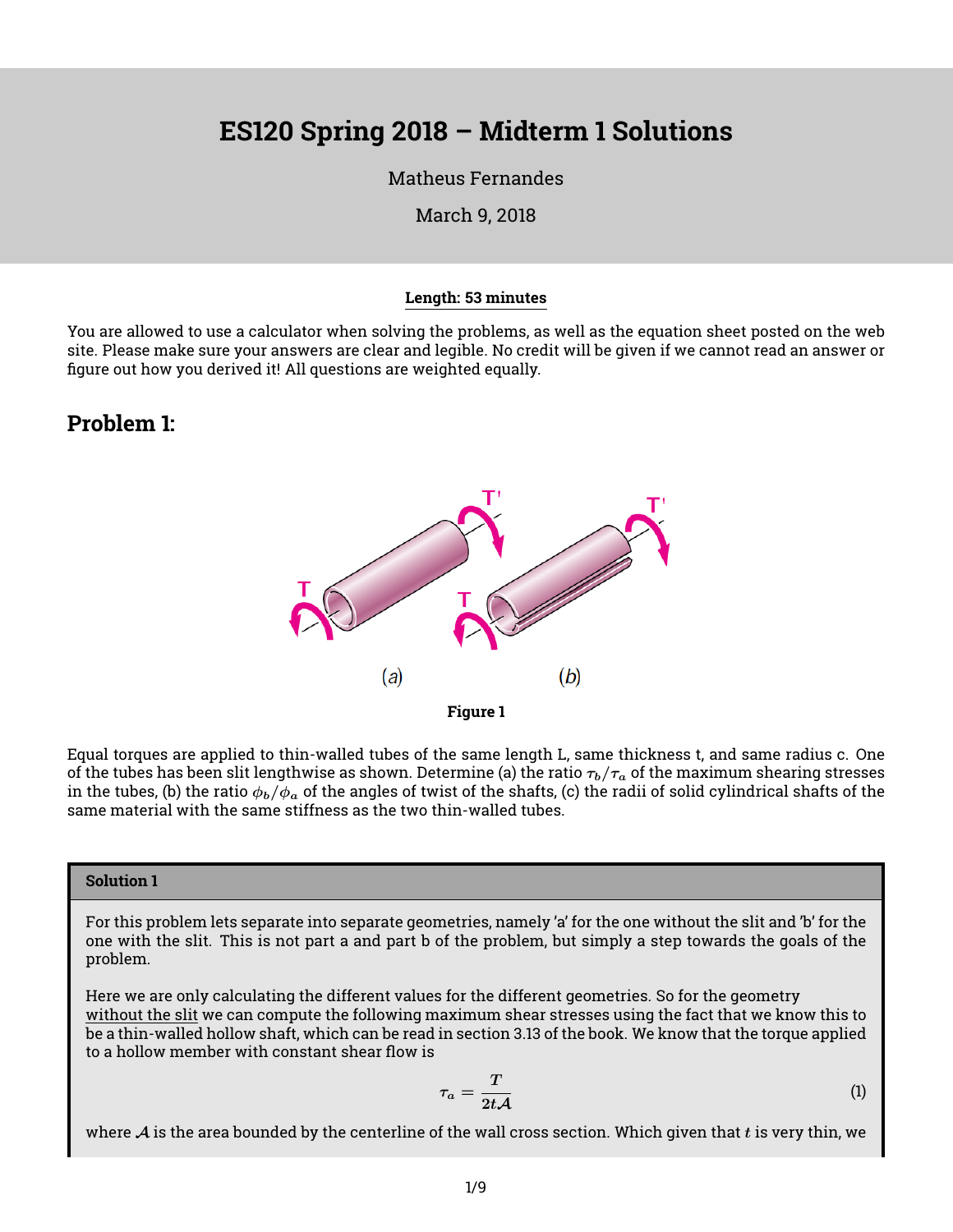# ES120 Spring 2018 – Midterm 1 Solutions

Matheus Fernandes

March 9, 2018

**Length: 53 minutes**

You are allowed to use a calculator when solving the problems, as well as the equation sheet posted on the web site. Please make sure your answers are clear and legible. No credit will be given if we cannot read an answer or figure out how you derived it! All questions are weighted equally.

## Problem 1:

**Figure 1**

Equal torques are applied to thin-walled tubes of the same length L, same thickness t, and same radius c. One of the tubes has been slit lengthwise as shown. Determine (a) the ratio $\tau_b/\tau_a$ of the maximum shearing stresses in the tubes, (b) the ratio $\phi_b/\phi_a$ of the angles of twist of the shafts, (c) the radii of solid cylindrical shafts of the same material with the same stiffness as the two thin-walled tubes.

### Solution 1

For this problem lets separate into separate geometries, namely 'a' for the one without the slit and 'b' for the one with the slit. This is not part a and part b of the problem, but simply a step towards the goals of the problem.

Here we are only calculating the different values for the different geometries. So for the geometry without the slit we can compute the following maximum shear stresses using the fact that we know this to be a thin-walled hollow shaft, which can be read in section 3.13 of the book. We know that the torque applied to a hollow member with constant shear flow is

$$\tau_a = \frac{T}{2t\mathcal{A}} \tag{1}$$

where $\mathcal{A}$ is the area bounded by the centerline of the wall cross section. Which given that $t$ is very thin, we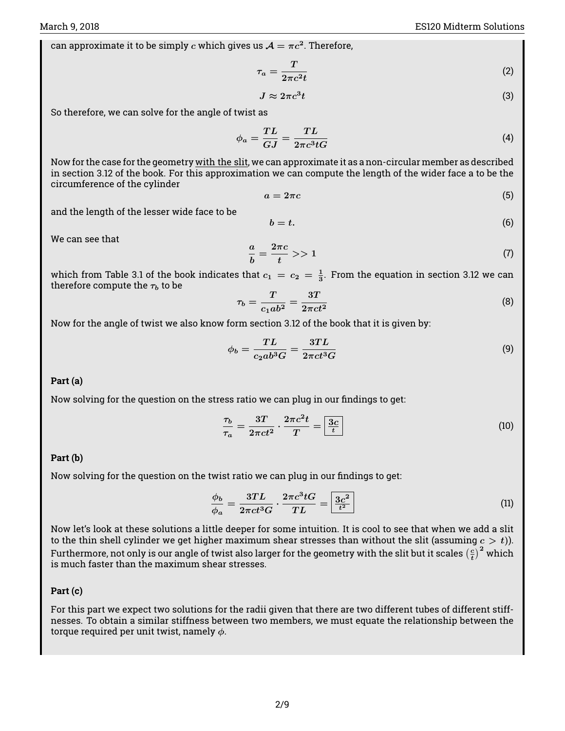can approximate it to be simply $c$ which gives us $\mathcal{A} = \pi c^2$. Therefore,

$$\tau_a = \frac{T}{2\pi c^2 t} \tag{2}$$

$$J \approx 2\pi c^3 t \tag{3}$$

So therefore, we can solve for the angle of twist as

$$\phi_a = \frac{TL}{GJ} = \frac{TL}{2\pi c^3 t G} \tag{4}$$

Now for the case for the geometry <u>with the slit</u>, we can approximate it as a non-circular member as described in section 3.12 of the book. For this approximation we can compute the length of the wider face a to be the circumference of the cylinder

$$a = 2\pi c \tag{5}$$

and the length of the lesser wide face to be

$$b = t. \tag{6}$$

We can see that

$$\frac{a}{b} = \frac{2\pi c}{t} >> 1 \tag{7}$$

which from Table 3.1 of the book indicates that $c_1 = c_2 = \frac{1}{3}$. From the equation in section 3.12 we can therefore compute the $\tau_b$ to be

$$\tau_b = \frac{T}{c_1 a b^2} = \frac{3T}{2\pi c t^2} \tag{8}$$

Now for the angle of twist we also know form section 3.12 of the book that it is given by:

$$\phi_b = \frac{TL}{c_2 a b^3 G} = \frac{3TL}{2\pi c t^3 G} \tag{9}$$

**Part (a)**

Now solving for the question on the stress ratio we can plug in our findings to get:

$$\frac{\tau_b}{\tau_a} = \frac{3T}{2\pi c t^2} \cdot \frac{2\pi c^2 t}{T} = \boxed{\frac{3c}{t}} \tag{10}$$

**Part (b)**

Now solving for the question on the twist ratio we can plug in our findings to get:

$$\frac{\phi_b}{\phi_a} = \frac{3TL}{2\pi c t^3 G} \cdot \frac{2\pi c^3 t G}{TL} = \boxed{\frac{3c^2}{t^2}} \tag{11}$$

Now let's look at these solutions a little deeper for some intuition. It is cool to see that when we add a slit to the thin shell cylinder we get higher maximum shear stresses than without the slit (assuming $c > t$)). Furthermore, not only is our angle of twist also larger for the geometry with the slit but it scales $\left(\frac{c}{t}\right)^2$ which is much faster than the maximum shear stresses.

**Part (c)**

For this part we expect two solutions for the radii given that there are two different tubes of different stiffnesses. To obtain a similar stiffness between two members, we must equate the relationship between the torque required per unit twist, namely $\phi$.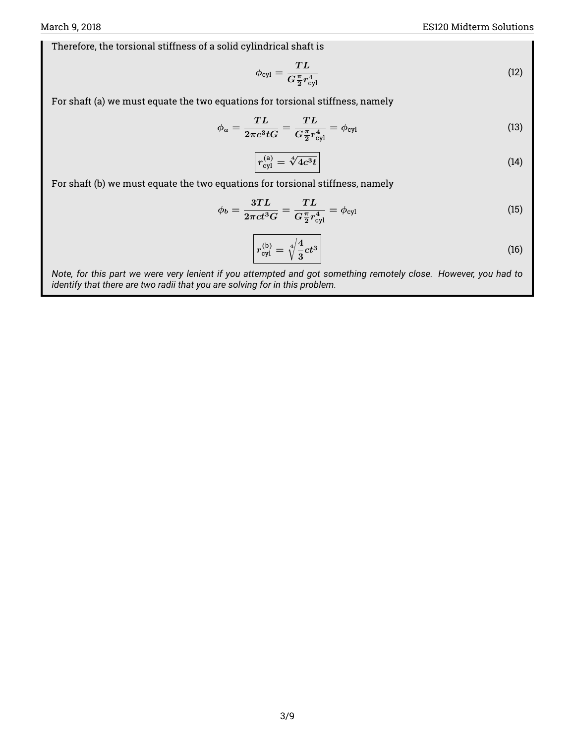Therefore, the torsional stiffness of a solid cylindrical shaft is

$$\phi_{\text{cyl}} = \frac{TL}{G\frac{\pi}{2}r_{\text{cyl}}^4} \tag{12}$$

For shaft (a) we must equate the two equations for torsional stiffness, namely

$$\phi_a = \frac{TL}{2\pi c^3 tG} = \frac{TL}{G\frac{\pi}{2}r_{\text{cyl}}^4} = \phi_{\text{cyl}} \tag{13}$$

$$\boxed{r_{\text{cyl}}^{(\text{a})} = \sqrt[4]{4c^3 t}} \tag{14}$$

For shaft (b) we must equate the two equations for torsional stiffness, namely

$$\phi_b = \frac{3TL}{2\pi c t^3 G} = \frac{TL}{G\frac{\pi}{2}r_{\text{cyl}}^4} = \phi_{\text{cyl}} \tag{15}$$

$$\boxed{r_{\text{cyl}}^{(\text{b})} = \sqrt[4]{\frac{4}{3}ct^3}} \tag{16}$$

*Note, for this part we were very lenient if you attempted and got something remotely close. However, you had to identify that there are two radii that you are solving for in this problem.*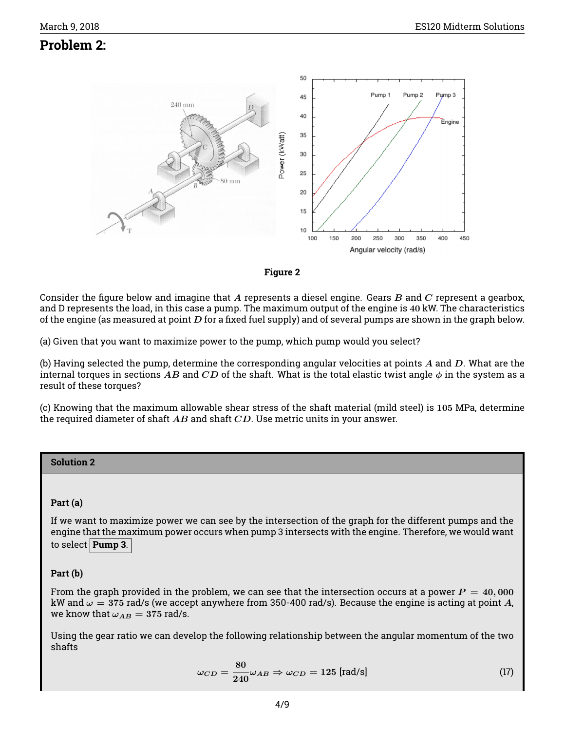## Problem 2:

**Figure 2**

Consider the figure below and imagine that $A$ represents a diesel engine. Gears $B$ and $C$ represent a gearbox, and D represents the load, in this case a pump. The maximum output of the engine is 40 kW. The characteristics of the engine (as measured at point $D$ for a fixed fuel supply) and of several pumps are shown in the graph below.

(a) Given that you want to maximize power to the pump, which pump would you select?

(b) Having selected the pump, determine the corresponding angular velocities at points $A$ and $D$. What are the internal torques in sections $AB$ and $CD$ of the shaft. What is the total elastic twist angle $\phi$ in the system as a result of these torques?

(c) Knowing that the maximum allowable shear stress of the shaft material (mild steel) is 105 MPa, determine the required diameter of shaft $AB$ and shaft $CD$. Use metric units in your answer.

### Solution 2

**Part (a)**

If we want to maximize power we can see by the intersection of the graph for the different pumps and the engine that the maximum power occurs when pump 3 intersects with the engine. Therefore, we would want to select **Pump 3**.

**Part (b)**

From the graph provided in the problem, we can see that the intersection occurs at a power $P = 40,000$ kW and $\omega = 375$ rad/s (we accept anywhere from 350-400 rad/s). Because the engine is acting at point $A$, we know that $\omega_{AB} = 375$ rad/s.

Using the gear ratio we can develop the following relationship between the angular momentum of the two shafts

$$\omega_{CD} = \frac{80}{240}\omega_{AB} \Rightarrow \omega_{CD} = 125 \text{ [rad/s]} \tag{17}$$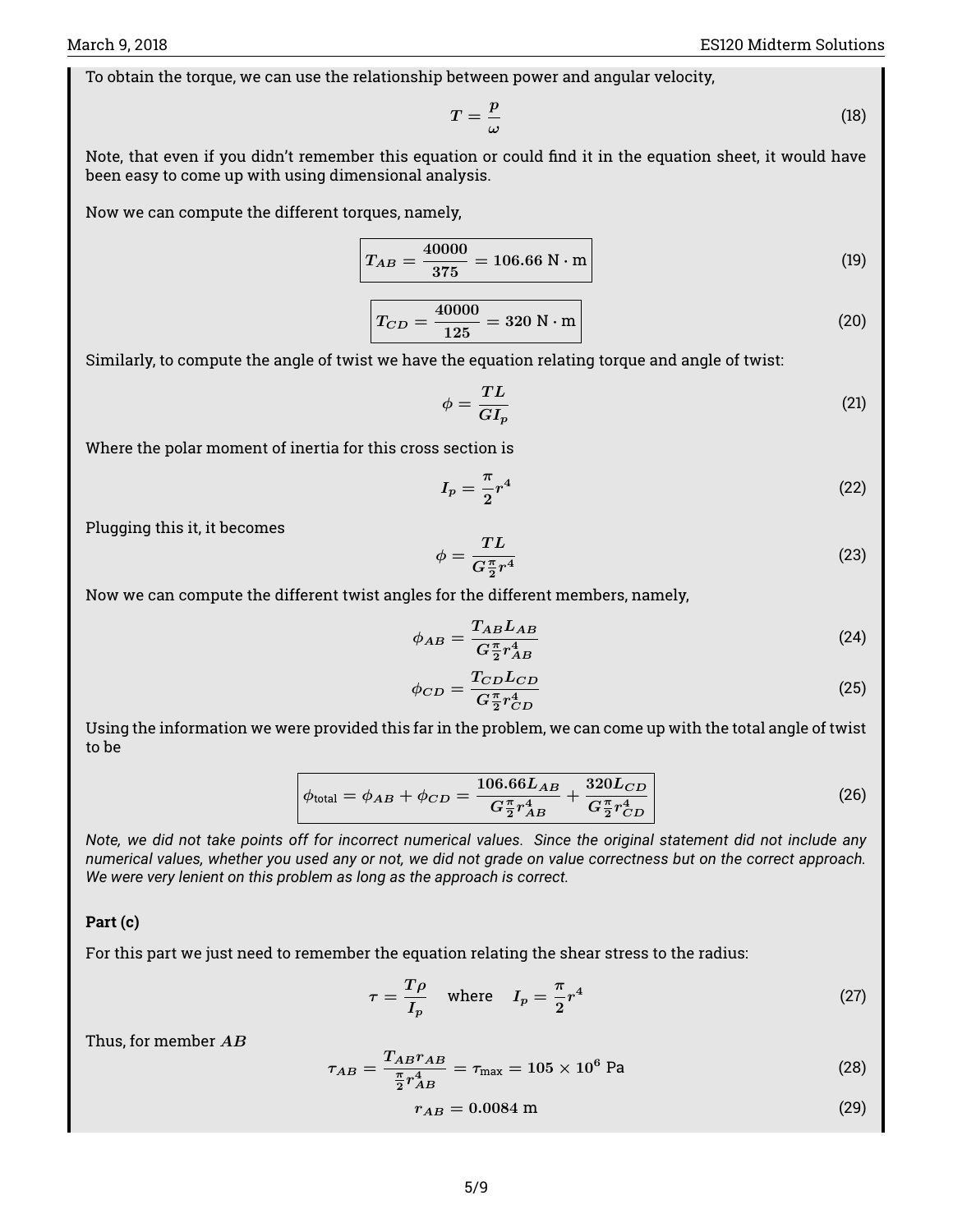To obtain the torque, we can use the relationship between power and angular velocity,

$$T = \frac{p}{\omega} \tag{18}$$

Note, that even if you didn't remember this equation or could find it in the equation sheet, it would have been easy to come up with using dimensional analysis.

Now we can compute the different torques, namely,

$$\boxed{T_{AB} = \frac{40000}{375} = 106.66 \text{ N} \cdot \text{m}} \tag{19}$$

$$\boxed{T_{CD} = \frac{40000}{125} = 320 \text{ N} \cdot \text{m}} \tag{20}$$

Similarly, to compute the angle of twist we have the equation relating torque and angle of twist:

$$\phi = \frac{TL}{GI_p} \tag{21}$$

Where the polar moment of inertia for this cross section is

$$I_p = \frac{\pi}{2} r^4 \tag{22}$$

Plugging this it, it becomes

$$\phi = \frac{TL}{G\frac{\pi}{2}r^4} \tag{23}$$

Now we can compute the different twist angles for the different members, namely,

$$\phi_{AB} = \frac{T_{AB}L_{AB}}{G\frac{\pi}{2}r_{AB}^4} \tag{24}$$

$$\phi_{CD} = \frac{T_{CD}L_{CD}}{G\frac{\pi}{2}r_{CD}^4} \tag{25}$$

Using the information we were provided this far in the problem, we can come up with the total angle of twist to be

$$\boxed{\phi_{\text{total}} = \phi_{AB} + \phi_{CD} = \frac{106.66L_{AB}}{G\frac{\pi}{2}r_{AB}^4} + \frac{320L_{CD}}{G\frac{\pi}{2}r_{CD}^4}} \tag{26}$$

*Note, we did not take points off for incorrect numerical values. Since the original statement did not include any numerical values, whether you used any or not, we did not grade on value correctness but on the correct approach. We were very lenient on this problem as long as the approach is correct.*

**Part (c)**

For this part we just need to remember the equation relating the shear stress to the radius:

$$\tau = \frac{T\rho}{I_p} \quad \text{where} \quad I_p = \frac{\pi}{2}r^4 \tag{27}$$

Thus, for member $AB$

$$\tau_{AB} = \frac{T_{AB}r_{AB}}{\frac{\pi}{2}r_{AB}^4} = \tau_{\max} = 105 \times 10^6 \text{ Pa} \tag{28}$$

$$r_{AB} = 0.0084 \text{ m} \tag{29}$$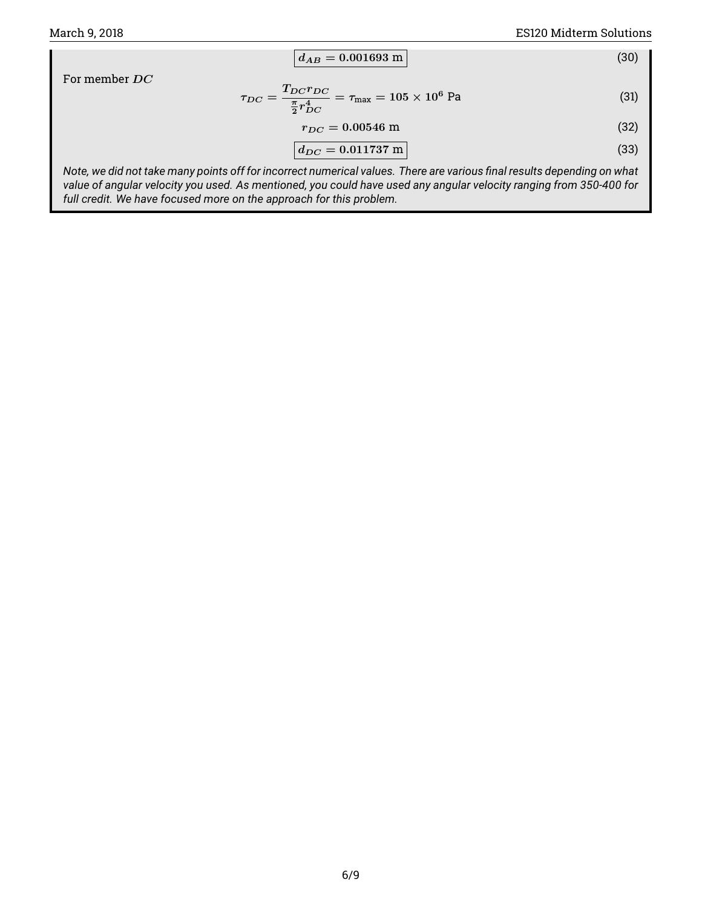$$\boxed{d_{AB} = 0.001693 \text{ m}} \tag{30}$$

For member $DC$

$$\tau_{DC} = \frac{T_{DC} r_{DC}}{\frac{\pi}{2} r_{DC}^4} = \tau_{\max} = 105 \times 10^6 \text{ Pa} \tag{31}$$

$$r_{DC} = 0.00546 \text{ m} \tag{32}$$

$$\boxed{d_{DC} = 0.011737 \text{ m}} \tag{33}$$

*Note, we did not take many points off for incorrect numerical values. There are various final results depending on what value of angular velocity you used. As mentioned, you could have used any angular velocity ranging from 350-400 for full credit. We have focused more on the approach for this problem.*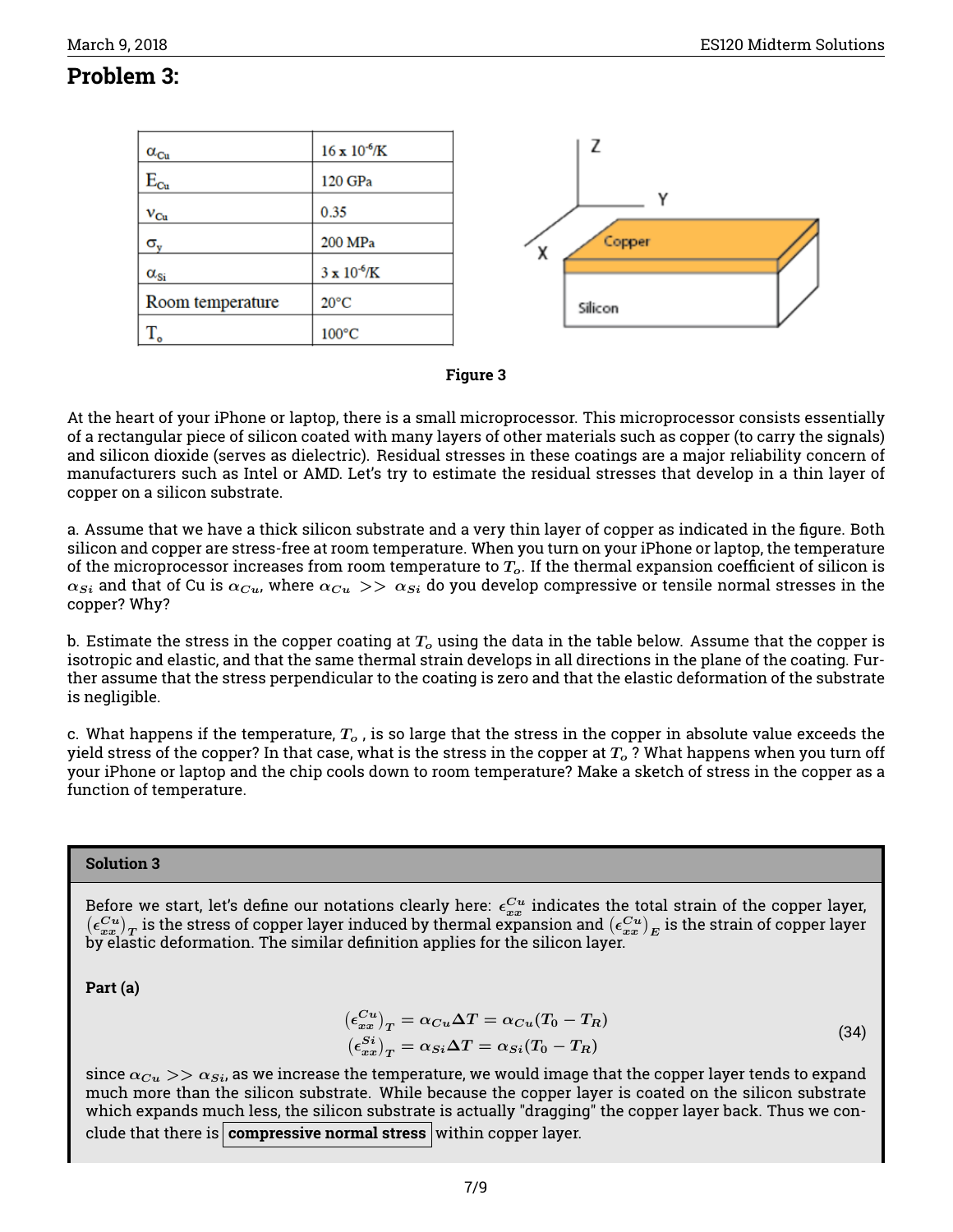## Problem 3:

| $\alpha_{Cu}$ | $16 \times 10^{-6}$/K |
|---|---|
| $E_{Cu}$ | 120 GPa |
| $\nu_{Cu}$ | 0.35 |
| $\sigma_y$ | 200 MPa |
| $\alpha_{Si}$ | $3 \times 10^{-6}$/K |
| Room temperature | 20°C |
| $T_o$ | 100°C |

**Figure 3**

At the heart of your iPhone or laptop, there is a small microprocessor. This microprocessor consists essentially of a rectangular piece of silicon coated with many layers of other materials such as copper (to carry the signals) and silicon dioxide (serves as dielectric). Residual stresses in these coatings are a major reliability concern of manufacturers such as Intel or AMD. Let's try to estimate the residual stresses that develop in a thin layer of copper on a silicon substrate.

a. Assume that we have a thick silicon substrate and a very thin layer of copper as indicated in the figure. Both silicon and copper are stress-free at room temperature. When you turn on your iPhone or laptop, the temperature of the microprocessor increases from room temperature to $T_o$. If the thermal expansion coefficient of silicon is $\alpha_{Si}$ and that of Cu is $\alpha_{Cu}$, where $\alpha_{Cu} >> \alpha_{Si}$ do you develop compressive or tensile normal stresses in the copper? Why?

b. Estimate the stress in the copper coating at $T_o$ using the data in the table below. Assume that the copper is isotropic and elastic, and that the same thermal strain develops in all directions in the plane of the coating. Further assume that the stress perpendicular to the coating is zero and that the elastic deformation of the substrate is negligible.

c. What happens if the temperature, $T_o$ , is so large that the stress in the copper in absolute value exceeds the yield stress of the copper? In that case, what is the stress in the copper at $T_o$ ? What happens when you turn off your iPhone or laptop and the chip cools down to room temperature? Make a sketch of stress in the copper as a function of temperature.

### Solution 3

Before we start, let's define our notations clearly here: $\epsilon_{xx}^{Cu}$ indicates the total strain of the copper layer, $\left(\epsilon_{xx}^{Cu}\right)_T$ is the stress of copper layer induced by thermal expansion and $\left(\epsilon_{xx}^{Cu}\right)_E$ is the strain of copper layer by elastic deformation. The similar definition applies for the silicon layer.

**Part (a)**

$$
\begin{aligned}
\left(\epsilon_{xx}^{Cu}\right)_T &= \alpha_{Cu}\Delta T = \alpha_{Cu}(T_0 - T_R) \\
\left(\epsilon_{xx}^{Si}\right)_T &= \alpha_{Si}\Delta T = \alpha_{Si}(T_0 - T_R)
\end{aligned}
\tag{34}
$$

since $\alpha_{Cu} >> \alpha_{Si}$, as we increase the temperature, we would image that the copper layer tends to expand much more than the silicon substrate. While because the copper layer is coated on the silicon substrate which expands much less, the silicon substrate is actually "dragging" the copper layer back. Thus we conclude that there is **compressive normal stress** within copper layer.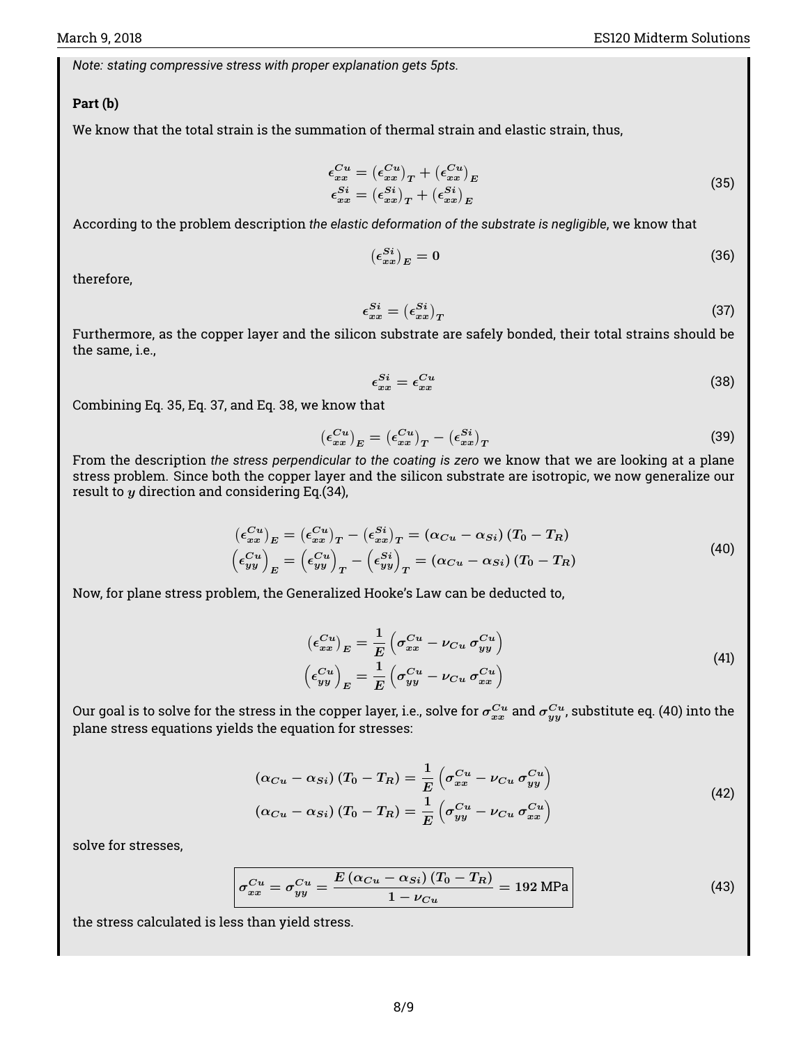*Note: stating compressive stress with proper explanation gets 5pts.*

**Part (b)**

We know that the total strain is the summation of thermal strain and elastic strain, thus,

$$
\begin{aligned}
\epsilon_{xx}^{Cu} &= \left(\epsilon_{xx}^{Cu}\right)_T + \left(\epsilon_{xx}^{Cu}\right)_E \\
\epsilon_{xx}^{Si} &= \left(\epsilon_{xx}^{Si}\right)_T + \left(\epsilon_{xx}^{Si}\right)_E
\end{aligned}
\tag{35}
$$

According to the problem description *the elastic deformation of the substrate is negligible*, we know that

$$
\left(\epsilon_{xx}^{Si}\right)_E = 0 \tag{36}
$$

therefore,

$$
\epsilon_{xx}^{Si} = \left(\epsilon_{xx}^{Si}\right)_T \tag{37}
$$

Furthermore, as the copper layer and the silicon substrate are safely bonded, their total strains should be the same, i.e.,

$$
\epsilon_{xx}^{Si} = \epsilon_{xx}^{Cu} \tag{38}
$$

Combining Eq. 35, Eq. 37, and Eq. 38, we know that

$$
\left(\epsilon_{xx}^{Cu}\right)_E = \left(\epsilon_{xx}^{Cu}\right)_T - \left(\epsilon_{xx}^{Si}\right)_T \tag{39}
$$

From the description *the stress perpendicular to the coating is zero* we know that we are looking at a plane stress problem. Since both the copper layer and the silicon substrate are isotropic, we now generalize our result to $y$ direction and considering Eq.(34),

$$
\begin{aligned}
\left(\epsilon_{xx}^{Cu}\right)_E &= \left(\epsilon_{xx}^{Cu}\right)_T - \left(\epsilon_{xx}^{Si}\right)_T = \left(\alpha_{Cu} - \alpha_{Si}\right)\left(T_0 - T_R\right) \\
\left(\epsilon_{yy}^{Cu}\right)_E &= \left(\epsilon_{yy}^{Cu}\right)_T - \left(\epsilon_{yy}^{Si}\right)_T = \left(\alpha_{Cu} - \alpha_{Si}\right)\left(T_0 - T_R\right)
\end{aligned}
\tag{40}
$$

Now, for plane stress problem, the Generalized Hooke's Law can be deducted to,

$$
\begin{aligned}
\left(\epsilon_{xx}^{Cu}\right)_E &= \frac{1}{E}\left(\sigma_{xx}^{Cu} - \nu_{Cu}\,\sigma_{yy}^{Cu}\right) \\
\left(\epsilon_{yy}^{Cu}\right)_E &= \frac{1}{E}\left(\sigma_{yy}^{Cu} - \nu_{Cu}\,\sigma_{xx}^{Cu}\right)
\end{aligned}
\tag{41}
$$

Our goal is to solve for the stress in the copper layer, i.e., solve for $\sigma_{xx}^{Cu}$ and $\sigma_{yy}^{Cu}$, substitute eq. (40) into the plane stress equations yields the equation for stresses:

$$
\begin{aligned}
\left(\alpha_{Cu} - \alpha_{Si}\right)\left(T_0 - T_R\right) &= \frac{1}{E}\left(\sigma_{xx}^{Cu} - \nu_{Cu}\,\sigma_{yy}^{Cu}\right) \\
\left(\alpha_{Cu} - \alpha_{Si}\right)\left(T_0 - T_R\right) &= \frac{1}{E}\left(\sigma_{yy}^{Cu} - \nu_{Cu}\,\sigma_{xx}^{Cu}\right)
\end{aligned}
\tag{42}
$$

solve for stresses,

$$
\boxed{\sigma_{xx}^{Cu} = \sigma_{yy}^{Cu} = \frac{E\left(\alpha_{Cu} - \alpha_{Si}\right)\left(T_0 - T_R\right)}{1 - \nu_{Cu}} = 192 \text{ MPa}} \tag{43}
$$

the stress calculated is less than yield stress.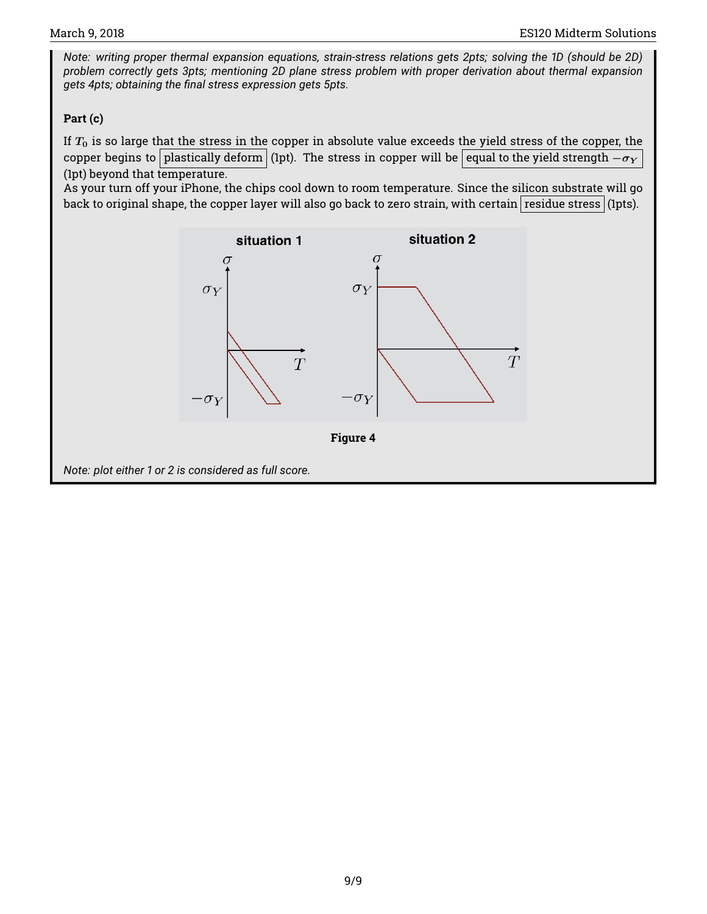*Note: writing proper thermal expansion equations, strain-stress relations gets 2pts; solving the 1D (should be 2D) problem correctly gets 3pts; mentioning 2D plane stress problem with proper derivation about thermal expansion gets 4pts; obtaining the final stress expression gets 5pts.*

**Part (c)**

If $T_0$ is so large that the stress in the copper in absolute value exceeds the yield stress of the copper, the copper begins to plastically deform (1pt). The stress in copper will be equal to the yield strength $-\sigma_Y$ (1pt) beyond that temperature.
As your turn off your iPhone, the chips cool down to room temperature. Since the silicon substrate will go back to original shape, the copper layer will also go back to zero strain, with certain residue stress (1pts).

situation 1

$\sigma$

$\sigma_Y$

$T$

$-\sigma_Y$

situation 2

$\sigma$

$\sigma_Y$

$T$

$-\sigma_Y$

**Figure 4**

*Note: plot either 1 or 2 is considered as full score.*